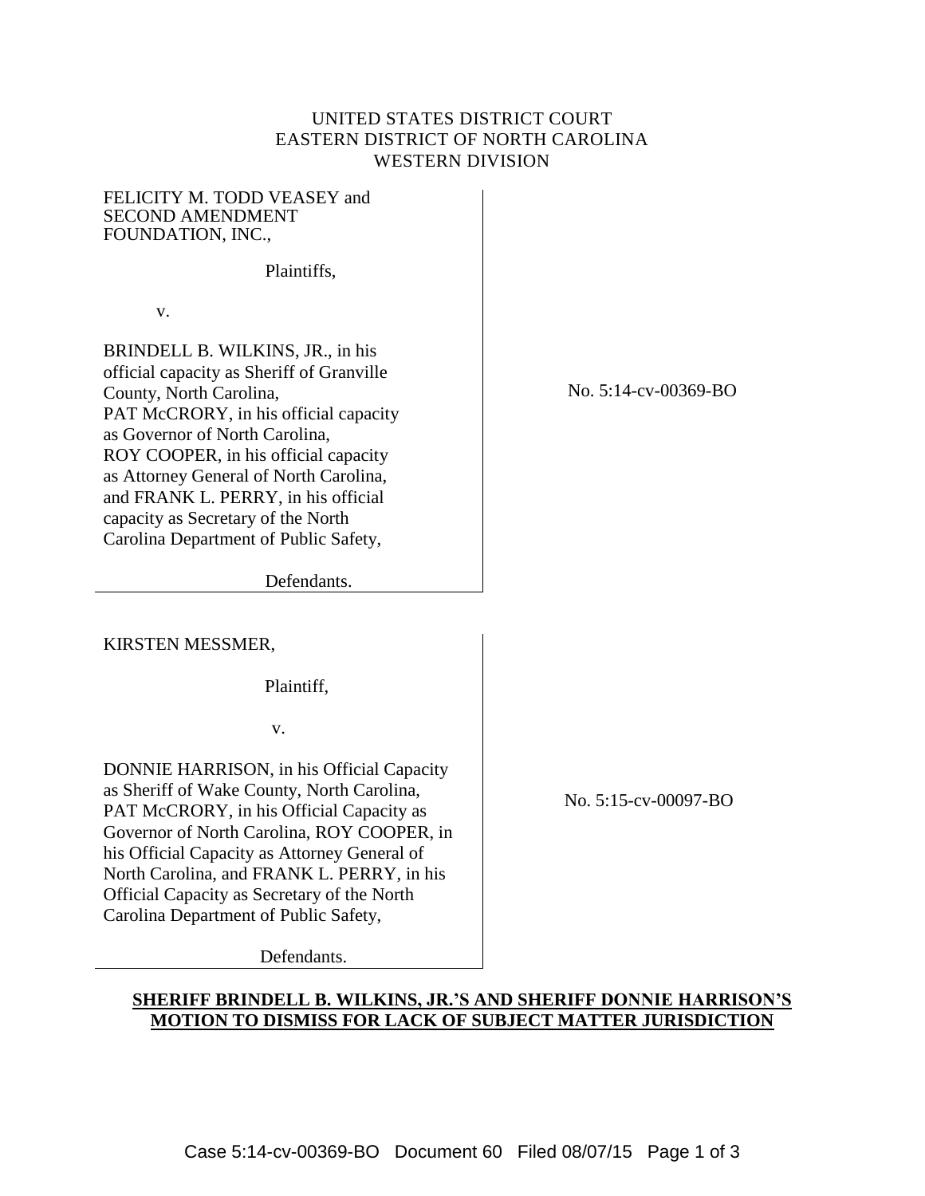UNITED STATES DISTRICT COURT
EASTERN DISTRICT OF NORTH CAROLINA
WESTERN DIVISION

| | |
|---|---|
| FELICITY M. TODD VEASEY and SECOND AMENDMENT FOUNDATION, INC.,<br><br>Plaintiffs,<br><br>v.<br><br>BRINDELL B. WILKINS, JR., in his official capacity as Sheriff of Granville County, North Carolina, PAT McCRORY, in his official capacity as Governor of North Carolina, ROY COOPER, in his official capacity as Attorney General of North Carolina, and FRANK L. PERRY, in his official capacity as Secretary of the North Carolina Department of Public Safety,<br><br>Defendants. | No. 5:14-cv-00369-BO |

| | |
|---|---|
| KIRSTEN MESSMER,<br><br>Plaintiff,<br><br>v.<br><br>DONNIE HARRISON, in his Official Capacity as Sheriff of Wake County, North Carolina, PAT McCRORY, in his Official Capacity as Governor of North Carolina, ROY COOPER, in his Official Capacity as Attorney General of North Carolina, and FRANK L. PERRY, in his Official Capacity as Secretary of the North Carolina Department of Public Safety,<br><br>Defendants. | No. 5:15-cv-00097-BO |

**SHERIFF BRINDELL B. WILKINS, JR.'S AND SHERIFF DONNIE HARRISON'S MOTION TO DISMISS FOR LACK OF SUBJECT MATTER JURISDICTION**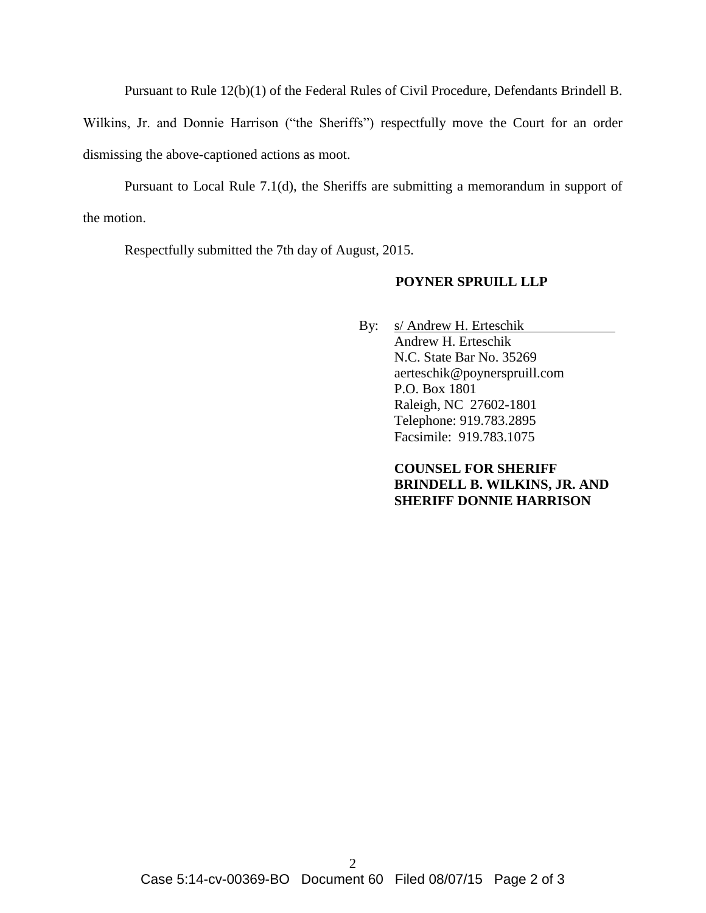Pursuant to Rule 12(b)(1) of the Federal Rules of Civil Procedure, Defendants Brindell B. Wilkins, Jr. and Donnie Harrison ("the Sheriffs") respectfully move the Court for an order dismissing the above-captioned actions as moot.

Pursuant to Local Rule 7.1(d), the Sheriffs are submitting a memorandum in support of the motion.

Respectfully submitted the 7th day of August, 2015.

**POYNER SPRUILL LLP**

By: s/ Andrew H. Erteschik
Andrew H. Erteschik
N.C. State Bar No. 35269
aerteschik@poynerspruill.com
P.O. Box 1801
Raleigh, NC 27602-1801
Telephone: 919.783.2895
Facsimile: 919.783.1075

**COUNSEL FOR SHERIFF BRINDELL B. WILKINS, JR. AND SHERIFF DONNIE HARRISON**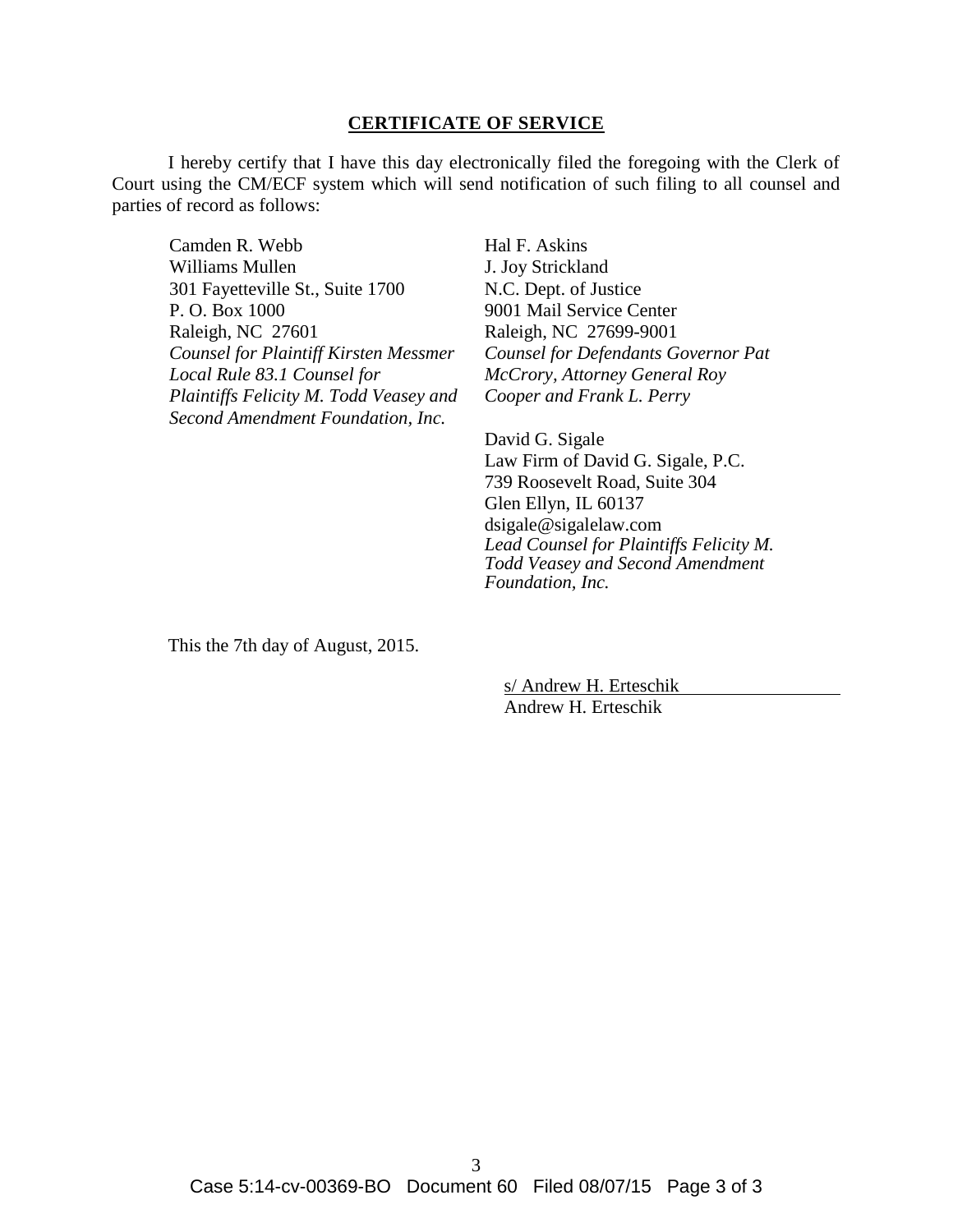## CERTIFICATE OF SERVICE

I hereby certify that I have this day electronically filed the foregoing with the Clerk of Court using the CM/ECF system which will send notification of such filing to all counsel and parties of record as follows:

Camden R. Webb
Williams Mullen
301 Fayetteville St., Suite 1700
P. O. Box 1000
Raleigh, NC 27601
*Counsel for Plaintiff Kirsten Messmer*
*Local Rule 83.1 Counsel for Plaintiffs Felicity M. Todd Veasey and Second Amendment Foundation, Inc.*

Hal F. Askins
J. Joy Strickland
N.C. Dept. of Justice
9001 Mail Service Center
Raleigh, NC 27699-9001
*Counsel for Defendants Governor Pat McCrory, Attorney General Roy Cooper and Frank L. Perry*

David G. Sigale
Law Firm of David G. Sigale, P.C.
739 Roosevelt Road, Suite 304
Glen Ellyn, IL 60137
dsigale@sigalelaw.com
*Lead Counsel for Plaintiffs Felicity M. Todd Veasey and Second Amendment Foundation, Inc.*

This the 7th day of August, 2015.

s/ Andrew H. Erteschik
Andrew H. Erteschik